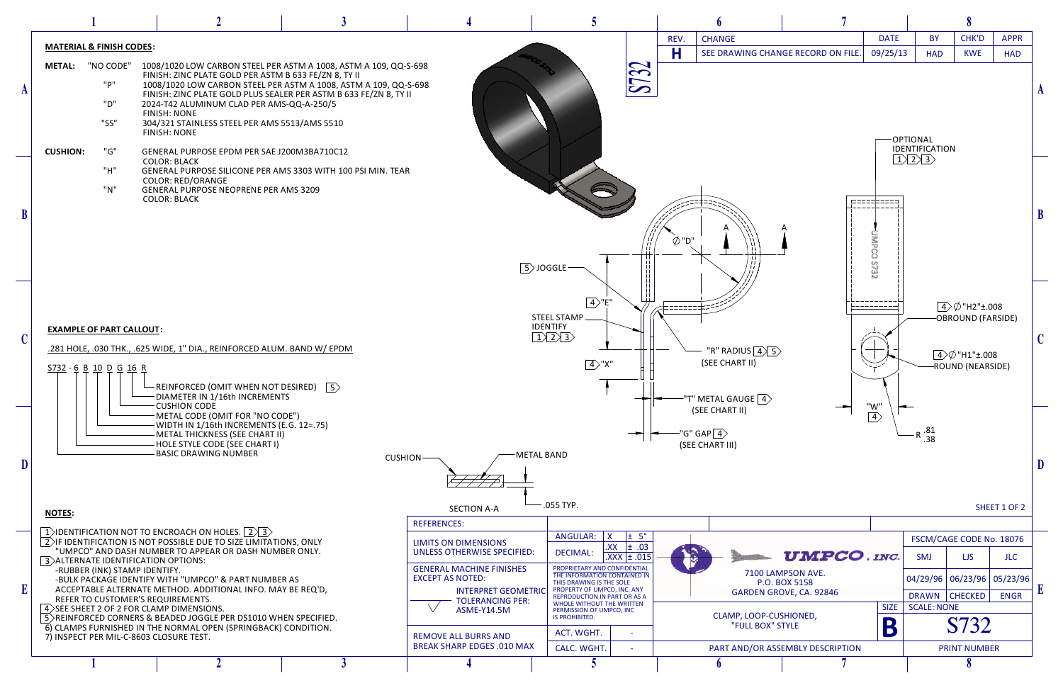## MATERIAL & FINISH CODES:

**METAL:**

| Code | Description |
|---|---|
| "NO CODE" | 1008/1020 LOW CARBON STEEL PER ASTM A 1008, ASTM A 109, QQ-S-698 FINISH: ZINC PLATE GOLD PER ASTM B 633 FE/ZN 8, TY II |
| "P" | 1008/1020 LOW CARBON STEEL PER ASTM A 1008, ASTM A 109, QQ-S-698 FINISH: ZINC PLATE GOLD PLUS SEALER PER ASTM B 633 FE/ZN 8, TY II |
| "D" | 2024-T42 ALUMINUM CLAD PER AMS-QQ-A-250/5 FINISH: NONE |
| "SS" | 304/321 STAINLESS STEEL PER AMS 5513/AMS 5510 FINISH: NONE |

**CUSHION:**

| Code | Description |
|---|---|
| "G" | GENERAL PURPOSE EPDM PER SAE J200M3BA710C12 COLOR: BLACK |
| "H" | GENERAL PURPOSE SILICONE PER AMS 3303 WITH 100 PSI MIN. TEAR COLOR: RED/ORANGE |
| "N" | GENERAL PURPOSE NEOPRENE PER AMS 3209 COLOR: BLACK |

## EXAMPLE OF PART CALLOUT:

.281 HOLE, .030 THK., .625 WIDE, 1" DIA., REINFORCED ALUM. BAND W/ EPDM

S732 - 6 B 10 D G 16 R

- R — REINFORCED (OMIT WHEN NOT DESIRED) 5
- 16 — DIAMETER IN 1/16th INCREMENTS
- G — CUSHION CODE
- D — METAL CODE (OMIT FOR "NO CODE")
- 10 — WIDTH IN 1/16th INCREMENTS (E.G. 12=.75)
- B — METAL THICKNESS (SEE CHART II)
- 6 — HOLE STYLE CODE (SEE CHART I)
- S732 — BASIC DRAWING NUMBER

Drawing labels: S732; UMPCO S732; 5 JOGGLE; 4 "E"; STEEL STAMP IDENTIFY 1 2 3; 4 "X"; ∅ "D"; A; A; "R" RADIUS 4 5 (SEE CHART II); "T" METAL GAUGE 4 (SEE CHART II); "G" GAP 4 (SEE CHART III); OPTIONAL IDENTIFICATION 1 2 3; 4 ∅ "H2" ±.008 OBROUND (FARSIDE); 4 ∅ "H1" ±.008 ROUND (NEARSIDE); "W" 4; R .81 / .38; CUSHION; METAL BAND; .055 TYP.; SECTION A-A

## NOTES:

1. IDENTIFICATION NOT TO ENCROACH ON HOLES. 2 3
2. IF IDENTIFICATION IS NOT POSSIBLE DUE TO SIZE LIMITATIONS, ONLY "UMPCO" AND DASH NUMBER TO APPEAR OR DASH NUMBER ONLY.
3. ALTERNATE IDENTIFICATION OPTIONS:
   - RUBBER (INK) STAMP IDENTIFY.
   - BULK PACKAGE IDENTIFY WITH "UMPCO" & PART NUMBER AS ACCEPTABLE ALTERNATE METHOD. ADDITIONAL INFO. MAY BE REQ'D, REFER TO CUSTOMER'S REQUIREMENTS.
4. SEE SHEET 2 OF 2 FOR CLAMP DIMENSIONS.
5. REINFORCED CORNERS & BEADED JOGGLE PER DS1010 WHEN SPECIFIED.
6. CLAMPS FURNISHED IN THE NORMAL OPEN (SPRINGBACK) CONDITION.
7. INSPECT PER MIL-C-8603 CLOSURE TEST.

| REV. | CHANGE | DATE | BY | CHK'D | APPR |
|---|---|---|---|---|---|
| H | SEE DRAWING CHANGE RECORD ON FILE. | 09/25/13 | HAD | KWE | HAD |

REFERENCES:

LIMITS ON DIMENSIONS UNLESS OTHERWISE SPECIFIED:

| ANGULAR: | X | ± 5° |
|---|---|---|
| DECIMAL: | .XX | ± .03 |
| | .XXX | ± .015 |

GENERAL MACHINE FINISHES EXCEPT AS NOTED:

INTERPRET GEOMETRIC TOLERANCING PER: ASME-Y14.5M

PROPRIETARY AND CONFIDENTIAL THE INFORMATION CONTAINED IN THIS DRAWING IS THE SOLE PROPERTY OF UMPCO, INC. ANY REPRODUCTION IN PART OR AS A WHOLE WITHOUT THE WRITTEN PERMISSION OF UMPCO, INC IS PROHIBITED.

REMOVE ALL BURRS AND BREAK SHARP EDGES .010 MAX

ACT. WGHT. -

CALC. WGHT. -

UMPCO, INC.
7100 LAMPSON AVE.
P.O. BOX 5158
GARDEN GROVE, CA. 92846

CLAMP, LOOP-CUSHIONED, "FULL BOX" STYLE

PART AND/OR ASSEMBLY DESCRIPTION

FSCM/CAGE CODE No. 18076

| SMJ | LJS | JLC |
|---|---|---|
| 04/29/96 | 06/23/96 | 05/23/96 |
| DRAWN | CHECKED | ENGR |

SIZE: B

SCALE: NONE

PRINT NUMBER: S732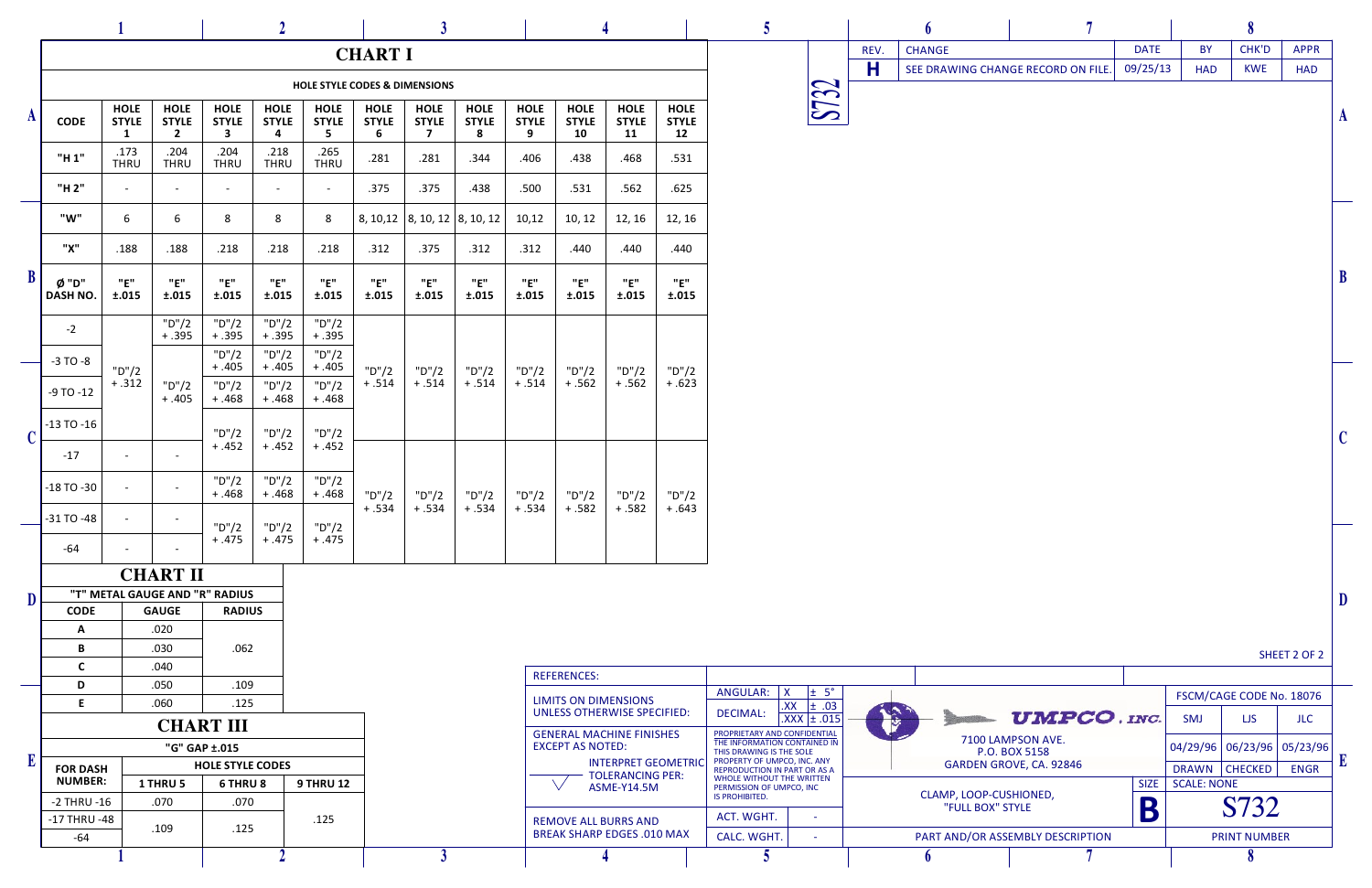# CHART I

## HOLE STYLE CODES & DIMENSIONS

| CODE | HOLE STYLE 1 | HOLE STYLE 2 | HOLE STYLE 3 | HOLE STYLE 4 | HOLE STYLE 5 | HOLE STYLE 6 | HOLE STYLE 7 | HOLE STYLE 8 | HOLE STYLE 9 | HOLE STYLE 10 | HOLE STYLE 11 | HOLE STYLE 12 |
|---|---|---|---|---|---|---|---|---|---|---|---|---|
| "H 1" | .173 THRU | .204 THRU | .204 THRU | .218 THRU | .265 THRU | .281 | .281 | .344 | .406 | .438 | .468 | .531 |
| "H 2" | - | - | - | - | - | .375 | .375 | .438 | .500 | .531 | .562 | .625 |
| "W" | 6 | 6 | 8 | 8 | 8 | 8, 10,12 | 8, 10, 12 | 8, 10, 12 | 10,12 | 10, 12 | 12, 16 | 12, 16 |
| "X" | .188 | .188 | .218 | .218 | .218 | .312 | .375 | .312 | .312 | .440 | .440 | .440 |
| Ø "D" DASH NO. | "E" ±.015 | "E" ±.015 | "E" ±.015 | "E" ±.015 | "E" ±.015 | "E" ±.015 | "E" ±.015 | "E" ±.015 | "E" ±.015 | "E" ±.015 | "E" ±.015 | "E" ±.015 |
| -2 | "D"/2 + .312 | "D"/2 + .395 | "D"/2 + .395 | "D"/2 + .395 | "D"/2 + .395 | "D"/2 + .514 | "D"/2 + .514 | "D"/2 + .514 | "D"/2 + .514 | "D"/2 + .562 | "D"/2 + .562 | "D"/2 + .623 |
| -3 TO -8 | "D"/2 + .312 | "D"/2 + .405 | "D"/2 + .405 | "D"/2 + .405 | "D"/2 + .405 | "D"/2 + .514 | "D"/2 + .514 | "D"/2 + .514 | "D"/2 + .514 | "D"/2 + .562 | "D"/2 + .562 | "D"/2 + .623 |
| -9 TO -12 | "D"/2 + .312 | "D"/2 + .405 | "D"/2 + .468 | "D"/2 + .468 | "D"/2 + .468 | "D"/2 + .514 | "D"/2 + .514 | "D"/2 + .514 | "D"/2 + .514 | "D"/2 + .562 | "D"/2 + .562 | "D"/2 + .623 |
| -13 TO -16 | "D"/2 + .312 | "D"/2 + .405 | "D"/2 + .452 | "D"/2 + .452 | "D"/2 + .452 | "D"/2 + .514 | "D"/2 + .514 | "D"/2 + .514 | "D"/2 + .514 | "D"/2 + .562 | "D"/2 + .562 | "D"/2 + .623 |
| -17 | - | - | "D"/2 + .452 | "D"/2 + .452 | "D"/2 + .452 | "D"/2 + .534 | "D"/2 + .534 | "D"/2 + .534 | "D"/2 + .534 | "D"/2 + .582 | "D"/2 + .582 | "D"/2 + .643 |
| -18 TO -30 | - | - | "D"/2 + .468 | "D"/2 + .468 | "D"/2 + .468 | "D"/2 + .534 | "D"/2 + .534 | "D"/2 + .534 | "D"/2 + .534 | "D"/2 + .582 | "D"/2 + .582 | "D"/2 + .643 |
| -31 TO -48 | - | - | "D"/2 + .475 | "D"/2 + .475 | "D"/2 + .475 | "D"/2 + .534 | "D"/2 + .534 | "D"/2 + .534 | "D"/2 + .534 | "D"/2 + .582 | "D"/2 + .582 | "D"/2 + .643 |
| -64 | - | - | "D"/2 + .475 | "D"/2 + .475 | "D"/2 + .475 | "D"/2 + .534 | "D"/2 + .534 | "D"/2 + .534 | "D"/2 + .534 | "D"/2 + .582 | "D"/2 + .582 | "D"/2 + .643 |

# CHART II

## "T" METAL GAUGE AND "R" RADIUS

| CODE | GAUGE | RADIUS |
|---|---|---|
| A | .020 | .062 |
| B | .030 | .062 |
| C | .040 | .062 |
| D | .050 | .109 |
| E | .060 | .125 |

# CHART III

## "G" GAP ±.015

| FOR DASH NUMBER: | HOLE STYLE CODES 1 THRU 5 | 6 THRU 8 | 9 THRU 12 |
|---|---|---|---|
| -2 THRU -16 | .070 | .070 | .125 |
| -17 THRU -48 | .109 | .125 | .125 |
| -64 | .109 | .125 | .125 |

S732

| REV. | CHANGE | DATE | BY | CHK'D | APPR |
|---|---|---|---|---|---|
| H | SEE DRAWING CHANGE RECORD ON FILE. | 09/25/13 | HAD | KWE | HAD |

SHEET 2 OF 2

REFERENCES:

LIMITS ON DIMENSIONS UNLESS OTHERWISE SPECIFIED:

| | | |
|---|---|---|
| ANGULAR: | X | ± 5° |
| DECIMAL: | .XX | ± .03 |
| | .XXX | ± .015 |

GENERAL MACHINE FINISHES EXCEPT AS NOTED: √

INTERPRET GEOMETRIC TOLERANCING PER: ASME-Y14.5M

REMOVE ALL BURRS AND BREAK SHARP EDGES .010 MAX

PROPRIETARY AND CONFIDENTIAL THE INFORMATION CONTAINED IN THIS DRAWING IS THE SOLE PROPERTY OF UMPCO, INC. ANY REPRODUCTION IN PART OR AS A WHOLE WITHOUT THE WRITTEN PERMISSION OF UMPCO, INC IS PROHIBITED.

ACT. WGHT. -

CALC. WGHT. -

UMPCO, INC.

7100 LAMPSON AVE.
P.O. BOX 5158
GARDEN GROVE, CA. 92846

FSCM/CAGE CODE No. 18076

| SMJ | LJS | JLC |
|---|---|---|
| 04/29/96 | 06/23/96 | 05/23/96 |
| DRAWN | CHECKED | ENGR |

CLAMP, LOOP-CUSHIONED, "FULL BOX" STYLE

PART AND/OR ASSEMBLY DESCRIPTION

SIZE: B

SCALE: NONE

S732

PRINT NUMBER